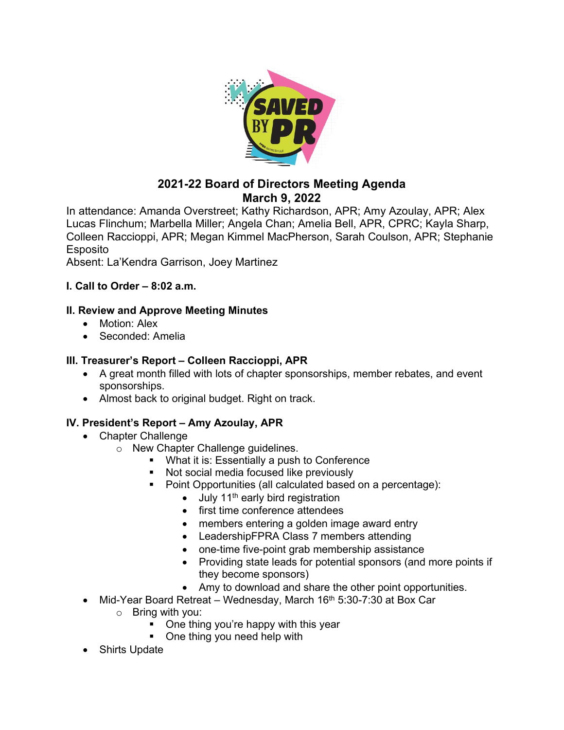## 2021-22 Board of Directors Meeting Agenda
## March 9, 2022

In attendance: Amanda Overstreet; Kathy Richardson, APR; Amy Azoulay, APR; Alex Lucas Flinchum; Marbella Miller; Angela Chan; Amelia Bell, APR, CPRC; Kayla Sharp, Colleen Raccioppi, APR; Megan Kimmel MacPherson, Sarah Coulson, APR; Stephanie Esposito

Absent: La'Kendra Garrison, Joey Martinez

**I. Call to Order – 8:02 a.m.**

**II. Review and Approve Meeting Minutes**

- Motion: Alex
- Seconded: Amelia

**III. Treasurer's Report – Colleen Raccioppi, APR**

- A great month filled with lots of chapter sponsorships, member rebates, and event sponsorships.
- Almost back to original budget. Right on track.

**IV. President's Report – Amy Azoulay, APR**

- Chapter Challenge
  - New Chapter Challenge guidelines.
    - What it is: Essentially a push to Conference
    - Not social media focused like previously
    - Point Opportunities (all calculated based on a percentage):
      - July 11th early bird registration
      - first time conference attendees
      - members entering a golden image award entry
      - LeadershipFPRA Class 7 members attending
      - one-time five-point grab membership assistance
      - Providing state leads for potential sponsors (and more points if they become sponsors)
      - Amy to download and share the other point opportunities.
- Mid-Year Board Retreat – Wednesday, March 16th 5:30-7:30 at Box Car
  - Bring with you:
    - One thing you're happy with this year
    - One thing you need help with
- Shirts Update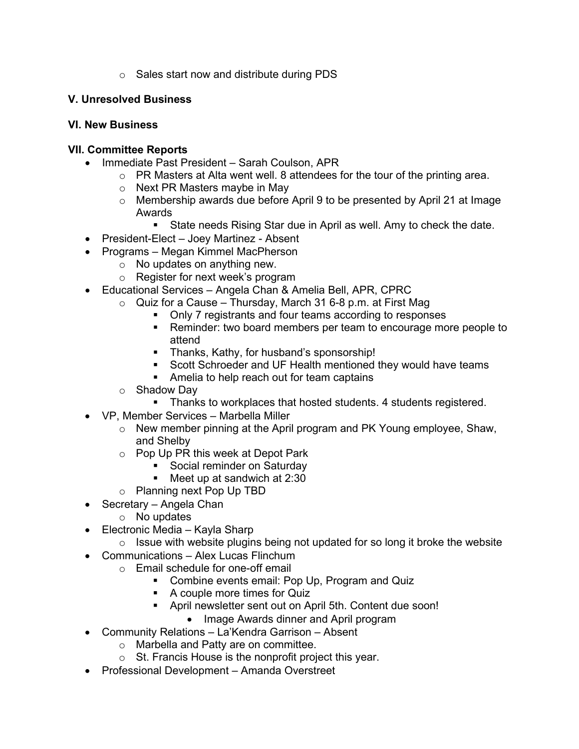- Sales start now and distribute during PDS

**V. Unresolved Business**

**VI. New Business**

**VII. Committee Reports**

- Immediate Past President – Sarah Coulson, APR
  - PR Masters at Alta went well. 8 attendees for the tour of the printing area.
  - Next PR Masters maybe in May
  - Membership awards due before April 9 to be presented by April 21 at Image Awards
    - State needs Rising Star due in April as well. Amy to check the date.
- President-Elect – Joey Martinez - Absent
- Programs – Megan Kimmel MacPherson
  - No updates on anything new.
  - Register for next week's program
- Educational Services – Angela Chan & Amelia Bell, APR, CPRC
  - Quiz for a Cause – Thursday, March 31 6-8 p.m. at First Mag
    - Only 7 registrants and four teams according to responses
    - Reminder: two board members per team to encourage more people to attend
    - Thanks, Kathy, for husband's sponsorship!
    - Scott Schroeder and UF Health mentioned they would have teams
    - Amelia to help reach out for team captains
  - Shadow Day
    - Thanks to workplaces that hosted students. 4 students registered.
- VP, Member Services – Marbella Miller
  - New member pinning at the April program and PK Young employee, Shaw, and Shelby
  - Pop Up PR this week at Depot Park
    - Social reminder on Saturday
    - Meet up at sandwich at 2:30
  - Planning next Pop Up TBD
- Secretary – Angela Chan
  - No updates
- Electronic Media – Kayla Sharp
  - Issue with website plugins being not updated for so long it broke the website
- Communications – Alex Lucas Flinchum
  - Email schedule for one-off email
    - Combine events email: Pop Up, Program and Quiz
    - A couple more times for Quiz
    - April newsletter sent out on April 5th. Content due soon!
      - Image Awards dinner and April program
- Community Relations – La'Kendra Garrison – Absent
  - Marbella and Patty are on committee.
  - St. Francis House is the nonprofit project this year.
- Professional Development – Amanda Overstreet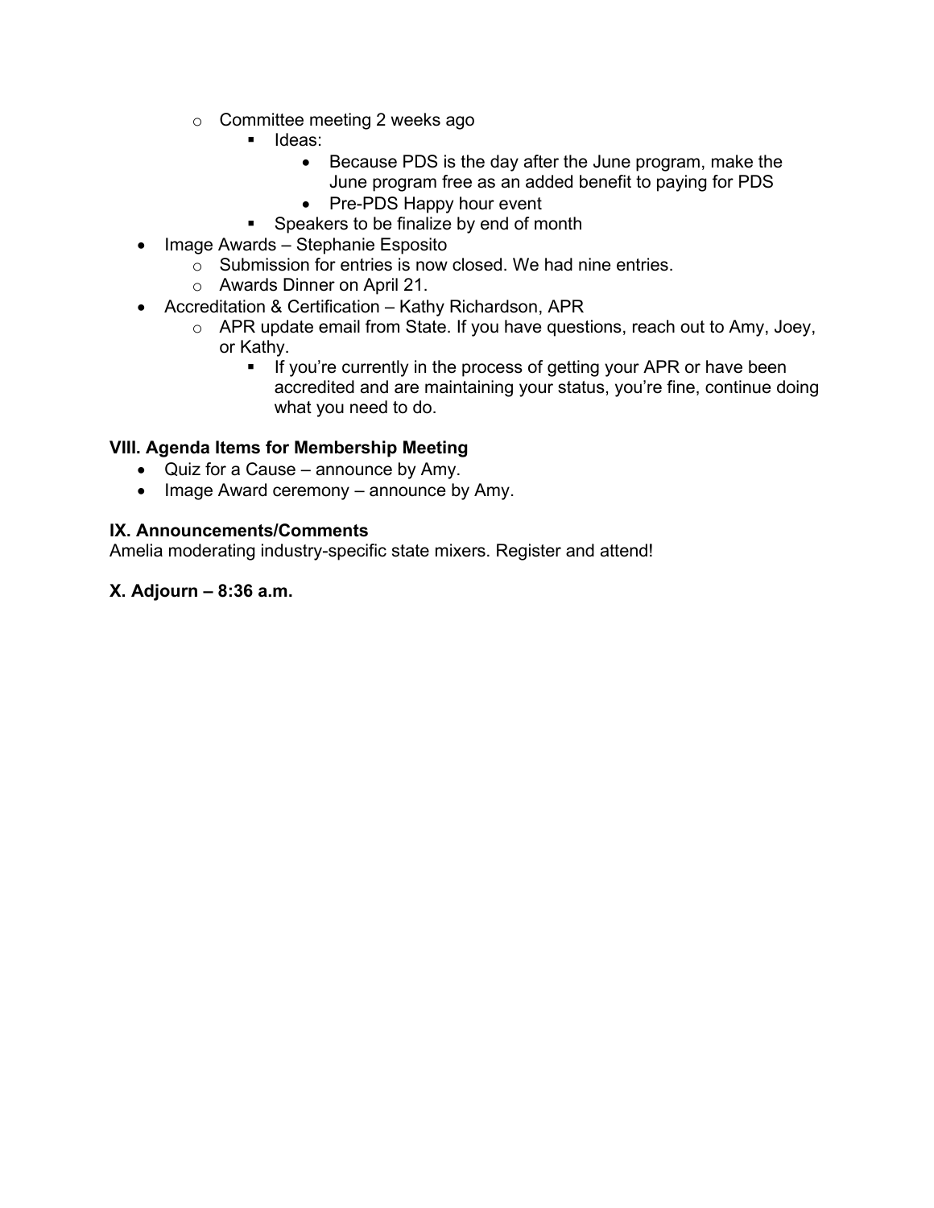- Committee meeting 2 weeks ago
  - Ideas:
    - Because PDS is the day after the June program, make the June program free as an added benefit to paying for PDS
    - Pre-PDS Happy hour event
  - Speakers to be finalize by end of month
- Image Awards – Stephanie Esposito
  - Submission for entries is now closed. We had nine entries.
  - Awards Dinner on April 21.
- Accreditation & Certification – Kathy Richardson, APR
  - APR update email from State. If you have questions, reach out to Amy, Joey, or Kathy.
    - If you're currently in the process of getting your APR or have been accredited and are maintaining your status, you're fine, continue doing what you need to do.

**VIII. Agenda Items for Membership Meeting**

- Quiz for a Cause – announce by Amy.
- Image Award ceremony – announce by Amy.

**IX. Announcements/Comments**

Amelia moderating industry-specific state mixers. Register and attend!

**X. Adjourn – 8:36 a.m.**